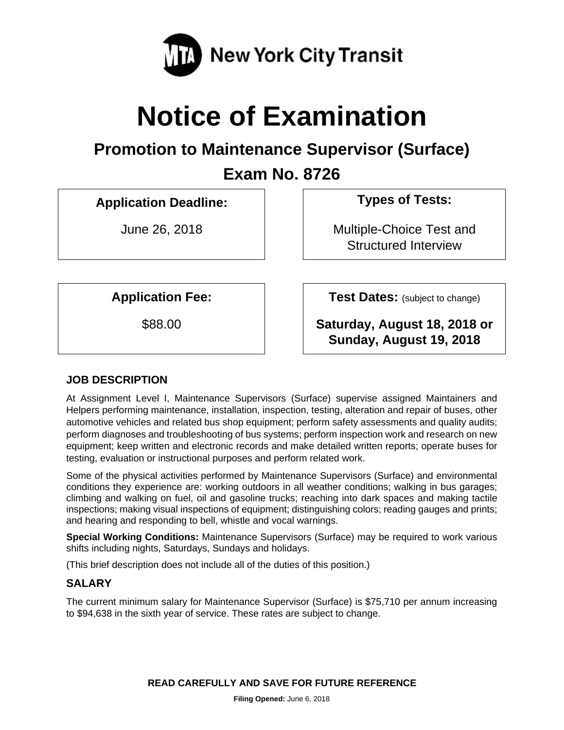New York City Transit

# Notice of Examination

## Promotion to Maintenance Supervisor (Surface)

## Exam No. 8726

**Application Deadline:**

June 26, 2018

**Types of Tests:**

Multiple-Choice Test and Structured Interview

**Application Fee:**

$88.00

**Test Dates:** (subject to change)

**Saturday, August 18, 2018 or Sunday, August 19, 2018**

### JOB DESCRIPTION

At Assignment Level I, Maintenance Supervisors (Surface) supervise assigned Maintainers and Helpers performing maintenance, installation, inspection, testing, alteration and repair of buses, other automotive vehicles and related bus shop equipment; perform safety assessments and quality audits; perform diagnoses and troubleshooting of bus systems; perform inspection work and research on new equipment; keep written and electronic records and make detailed written reports; operate buses for testing, evaluation or instructional purposes and perform related work.

Some of the physical activities performed by Maintenance Supervisors (Surface) and environmental conditions they experience are: working outdoors in all weather conditions; walking in bus garages; climbing and walking on fuel, oil and gasoline trucks; reaching into dark spaces and making tactile inspections; making visual inspections of equipment; distinguishing colors; reading gauges and prints; and hearing and responding to bell, whistle and vocal warnings.

**Special Working Conditions:** Maintenance Supervisors (Surface) may be required to work various shifts including nights, Saturdays, Sundays and holidays.

(This brief description does not include all of the duties of this position.)

### SALARY

The current minimum salary for Maintenance Supervisor (Surface) is $75,710 per annum increasing to $94,638 in the sixth year of service. These rates are subject to change.

**READ CAREFULLY AND SAVE FOR FUTURE REFERENCE**

**Filing Opened:** June 6, 2018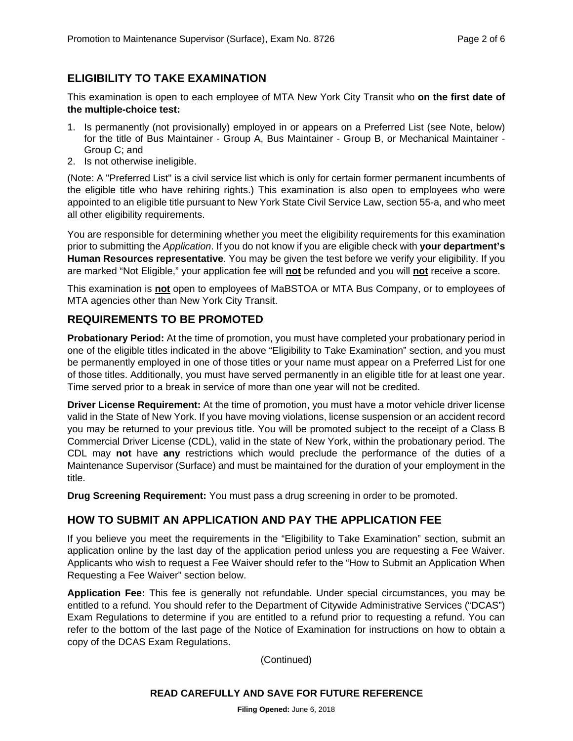## ELIGIBILITY TO TAKE EXAMINATION

This examination is open to each employee of MTA New York City Transit who **on the first date of the multiple-choice test:**

1. Is permanently (not provisionally) employed in or appears on a Preferred List (see Note, below) for the title of Bus Maintainer - Group A, Bus Maintainer - Group B, or Mechanical Maintainer - Group C; and
2. Is not otherwise ineligible.

(Note: A "Preferred List" is a civil service list which is only for certain former permanent incumbents of the eligible title who have rehiring rights.) This examination is also open to employees who were appointed to an eligible title pursuant to New York State Civil Service Law, section 55-a, and who meet all other eligibility requirements.

You are responsible for determining whether you meet the eligibility requirements for this examination prior to submitting the *Application*. If you do not know if you are eligible check with **your department's Human Resources representative**. You may be given the test before we verify your eligibility. If you are marked "Not Eligible," your application fee will **not** be refunded and you will **not** receive a score.

This examination is **not** open to employees of MaBSTOA or MTA Bus Company, or to employees of MTA agencies other than New York City Transit.

## REQUIREMENTS TO BE PROMOTED

**Probationary Period:** At the time of promotion, you must have completed your probationary period in one of the eligible titles indicated in the above "Eligibility to Take Examination" section, and you must be permanently employed in one of those titles or your name must appear on a Preferred List for one of those titles. Additionally, you must have served permanently in an eligible title for at least one year. Time served prior to a break in service of more than one year will not be credited.

**Driver License Requirement:** At the time of promotion, you must have a motor vehicle driver license valid in the State of New York. If you have moving violations, license suspension or an accident record you may be returned to your previous title. You will be promoted subject to the receipt of a Class B Commercial Driver License (CDL), valid in the state of New York, within the probationary period. The CDL may **not** have **any** restrictions which would preclude the performance of the duties of a Maintenance Supervisor (Surface) and must be maintained for the duration of your employment in the title.

**Drug Screening Requirement:** You must pass a drug screening in order to be promoted.

## HOW TO SUBMIT AN APPLICATION AND PAY THE APPLICATION FEE

If you believe you meet the requirements in the "Eligibility to Take Examination" section, submit an application online by the last day of the application period unless you are requesting a Fee Waiver. Applicants who wish to request a Fee Waiver should refer to the "How to Submit an Application When Requesting a Fee Waiver" section below.

**Application Fee:** This fee is generally not refundable. Under special circumstances, you may be entitled to a refund. You should refer to the Department of Citywide Administrative Services ("DCAS") Exam Regulations to determine if you are entitled to a refund prior to requesting a refund. You can refer to the bottom of the last page of the Notice of Examination for instructions on how to obtain a copy of the DCAS Exam Regulations.

(Continued)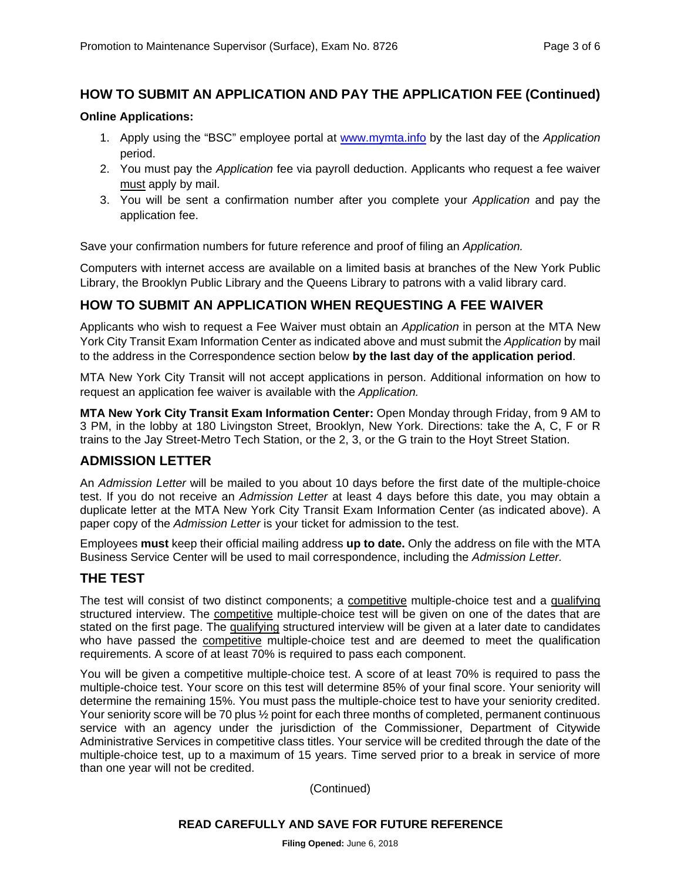## HOW TO SUBMIT AN APPLICATION AND PAY THE APPLICATION FEE (Continued)

**Online Applications:**

1. Apply using the "BSC" employee portal at www.mymta.info by the last day of the *Application* period.
2. You must pay the *Application* fee via payroll deduction. Applicants who request a fee waiver must apply by mail.
3. You will be sent a confirmation number after you complete your *Application* and pay the application fee.

Save your confirmation numbers for future reference and proof of filing an *Application.*

Computers with internet access are available on a limited basis at branches of the New York Public Library, the Brooklyn Public Library and the Queens Library to patrons with a valid library card.

## HOW TO SUBMIT AN APPLICATION WHEN REQUESTING A FEE WAIVER

Applicants who wish to request a Fee Waiver must obtain an *Application* in person at the MTA New York City Transit Exam Information Center as indicated above and must submit the *Application* by mail to the address in the Correspondence section below **by the last day of the application period**.

MTA New York City Transit will not accept applications in person. Additional information on how to request an application fee waiver is available with the *Application.*

**MTA New York City Transit Exam Information Center:** Open Monday through Friday, from 9 AM to 3 PM, in the lobby at 180 Livingston Street, Brooklyn, New York. Directions: take the A, C, F or R trains to the Jay Street-Metro Tech Station, or the 2, 3, or the G train to the Hoyt Street Station.

## ADMISSION LETTER

An *Admission Letter* will be mailed to you about 10 days before the first date of the multiple-choice test. If you do not receive an *Admission Letter* at least 4 days before this date, you may obtain a duplicate letter at the MTA New York City Transit Exam Information Center (as indicated above). A paper copy of the *Admission Letter* is your ticket for admission to the test.

Employees **must** keep their official mailing address **up to date.** Only the address on file with the MTA Business Service Center will be used to mail correspondence, including the *Admission Letter.*

## THE TEST

The test will consist of two distinct components; a competitive multiple-choice test and a qualifying structured interview. The competitive multiple-choice test will be given on one of the dates that are stated on the first page. The qualifying structured interview will be given at a later date to candidates who have passed the competitive multiple-choice test and are deemed to meet the qualification requirements. A score of at least 70% is required to pass each component.

You will be given a competitive multiple-choice test. A score of at least 70% is required to pass the multiple-choice test. Your score on this test will determine 85% of your final score. Your seniority will determine the remaining 15%. You must pass the multiple-choice test to have your seniority credited. Your seniority score will be 70 plus ½ point for each three months of completed, permanent continuous service with an agency under the jurisdiction of the Commissioner, Department of Citywide Administrative Services in competitive class titles. Your service will be credited through the date of the multiple-choice test, up to a maximum of 15 years. Time served prior to a break in service of more than one year will not be credited.

(Continued)

**READ CAREFULLY AND SAVE FOR FUTURE REFERENCE**

**Filing Opened:** June 6, 2018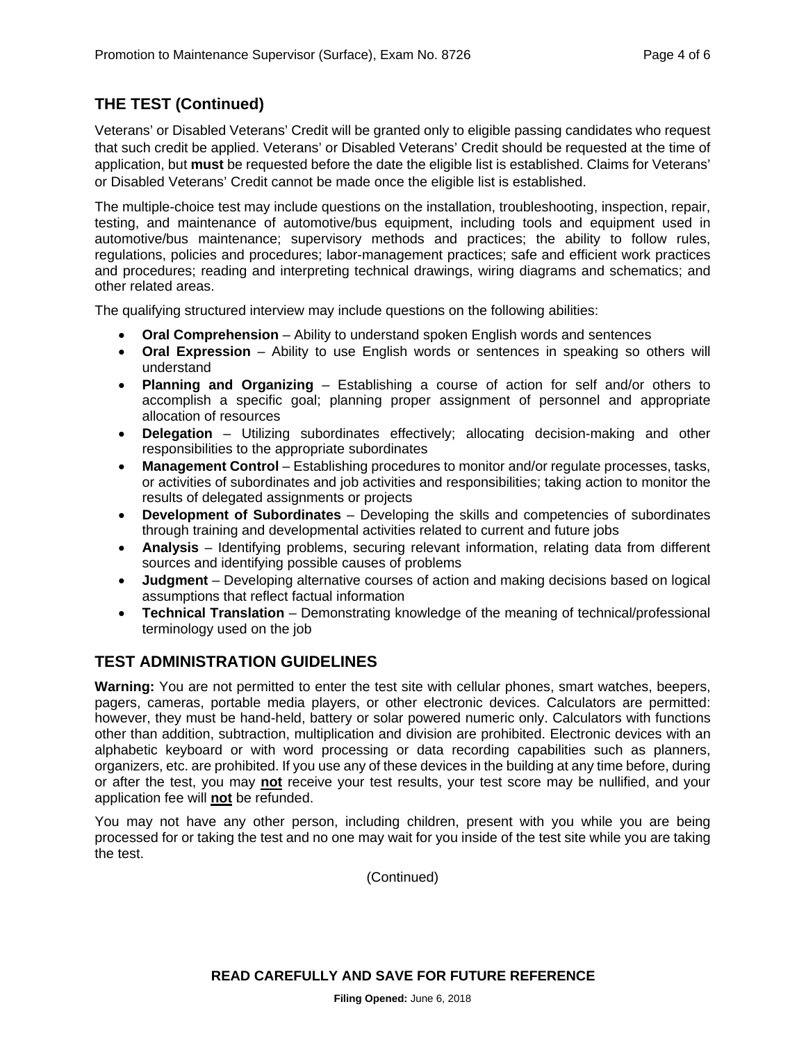## THE TEST (Continued)

Veterans' or Disabled Veterans' Credit will be granted only to eligible passing candidates who request that such credit be applied. Veterans' or Disabled Veterans' Credit should be requested at the time of application, but **must** be requested before the date the eligible list is established. Claims for Veterans' or Disabled Veterans' Credit cannot be made once the eligible list is established.

The multiple-choice test may include questions on the installation, troubleshooting, inspection, repair, testing, and maintenance of automotive/bus equipment, including tools and equipment used in automotive/bus maintenance; supervisory methods and practices; the ability to follow rules, regulations, policies and procedures; labor-management practices; safe and efficient work practices and procedures; reading and interpreting technical drawings, wiring diagrams and schematics; and other related areas.

The qualifying structured interview may include questions on the following abilities:

- **Oral Comprehension** – Ability to understand spoken English words and sentences
- **Oral Expression** – Ability to use English words or sentences in speaking so others will understand
- **Planning and Organizing** – Establishing a course of action for self and/or others to accomplish a specific goal; planning proper assignment of personnel and appropriate allocation of resources
- **Delegation** – Utilizing subordinates effectively; allocating decision-making and other responsibilities to the appropriate subordinates
- **Management Control** – Establishing procedures to monitor and/or regulate processes, tasks, or activities of subordinates and job activities and responsibilities; taking action to monitor the results of delegated assignments or projects
- **Development of Subordinates** – Developing the skills and competencies of subordinates through training and developmental activities related to current and future jobs
- **Analysis** – Identifying problems, securing relevant information, relating data from different sources and identifying possible causes of problems
- **Judgment** – Developing alternative courses of action and making decisions based on logical assumptions that reflect factual information
- **Technical Translation** – Demonstrating knowledge of the meaning of technical/professional terminology used on the job

## TEST ADMINISTRATION GUIDELINES

**Warning:** You are not permitted to enter the test site with cellular phones, smart watches, beepers, pagers, cameras, portable media players, or other electronic devices. Calculators are permitted: however, they must be hand-held, battery or solar powered numeric only. Calculators with functions other than addition, subtraction, multiplication and division are prohibited. Electronic devices with an alphabetic keyboard or with word processing or data recording capabilities such as planners, organizers, etc. are prohibited. If you use any of these devices in the building at any time before, during or after the test, you may **not** receive your test results, your test score may be nullified, and your application fee will **not** be refunded.

You may not have any other person, including children, present with you while you are being processed for or taking the test and no one may wait for you inside of the test site while you are taking the test.

(Continued)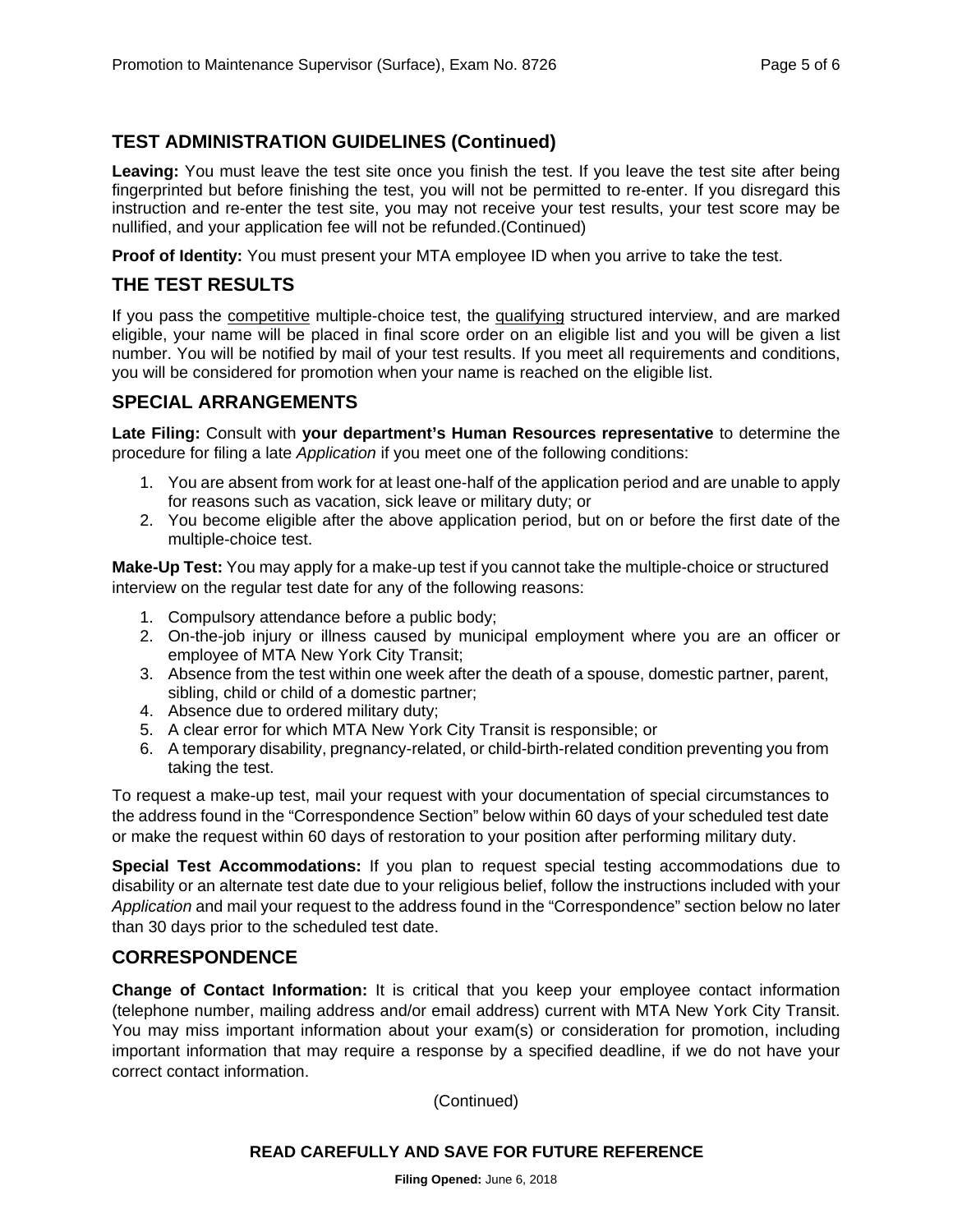## TEST ADMINISTRATION GUIDELINES (Continued)

**Leaving:** You must leave the test site once you finish the test. If you leave the test site after being fingerprinted but before finishing the test, you will not be permitted to re-enter. If you disregard this instruction and re-enter the test site, you may not receive your test results, your test score may be nullified, and your application fee will not be refunded.(Continued)

**Proof of Identity:** You must present your MTA employee ID when you arrive to take the test.

## THE TEST RESULTS

If you pass the competitive multiple-choice test, the qualifying structured interview, and are marked eligible, your name will be placed in final score order on an eligible list and you will be given a list number. You will be notified by mail of your test results. If you meet all requirements and conditions, you will be considered for promotion when your name is reached on the eligible list.

## SPECIAL ARRANGEMENTS

**Late Filing:** Consult with **your department's Human Resources representative** to determine the procedure for filing a late *Application* if you meet one of the following conditions:

1. You are absent from work for at least one-half of the application period and are unable to apply for reasons such as vacation, sick leave or military duty; or
2. You become eligible after the above application period, but on or before the first date of the multiple-choice test.

**Make-Up Test:** You may apply for a make-up test if you cannot take the multiple-choice or structured interview on the regular test date for any of the following reasons:

1. Compulsory attendance before a public body;
2. On-the-job injury or illness caused by municipal employment where you are an officer or employee of MTA New York City Transit;
3. Absence from the test within one week after the death of a spouse, domestic partner, parent, sibling, child or child of a domestic partner;
4. Absence due to ordered military duty;
5. A clear error for which MTA New York City Transit is responsible; or
6. A temporary disability, pregnancy-related, or child-birth-related condition preventing you from taking the test.

To request a make-up test, mail your request with your documentation of special circumstances to the address found in the "Correspondence Section" below within 60 days of your scheduled test date or make the request within 60 days of restoration to your position after performing military duty.

**Special Test Accommodations:** If you plan to request special testing accommodations due to disability or an alternate test date due to your religious belief, follow the instructions included with your *Application* and mail your request to the address found in the "Correspondence" section below no later than 30 days prior to the scheduled test date.

## CORRESPONDENCE

**Change of Contact Information:** It is critical that you keep your employee contact information (telephone number, mailing address and/or email address) current with MTA New York City Transit. You may miss important information about your exam(s) or consideration for promotion, including important information that may require a response by a specified deadline, if we do not have your correct contact information.

(Continued)

**READ CAREFULLY AND SAVE FOR FUTURE REFERENCE**

**Filing Opened:** June 6, 2018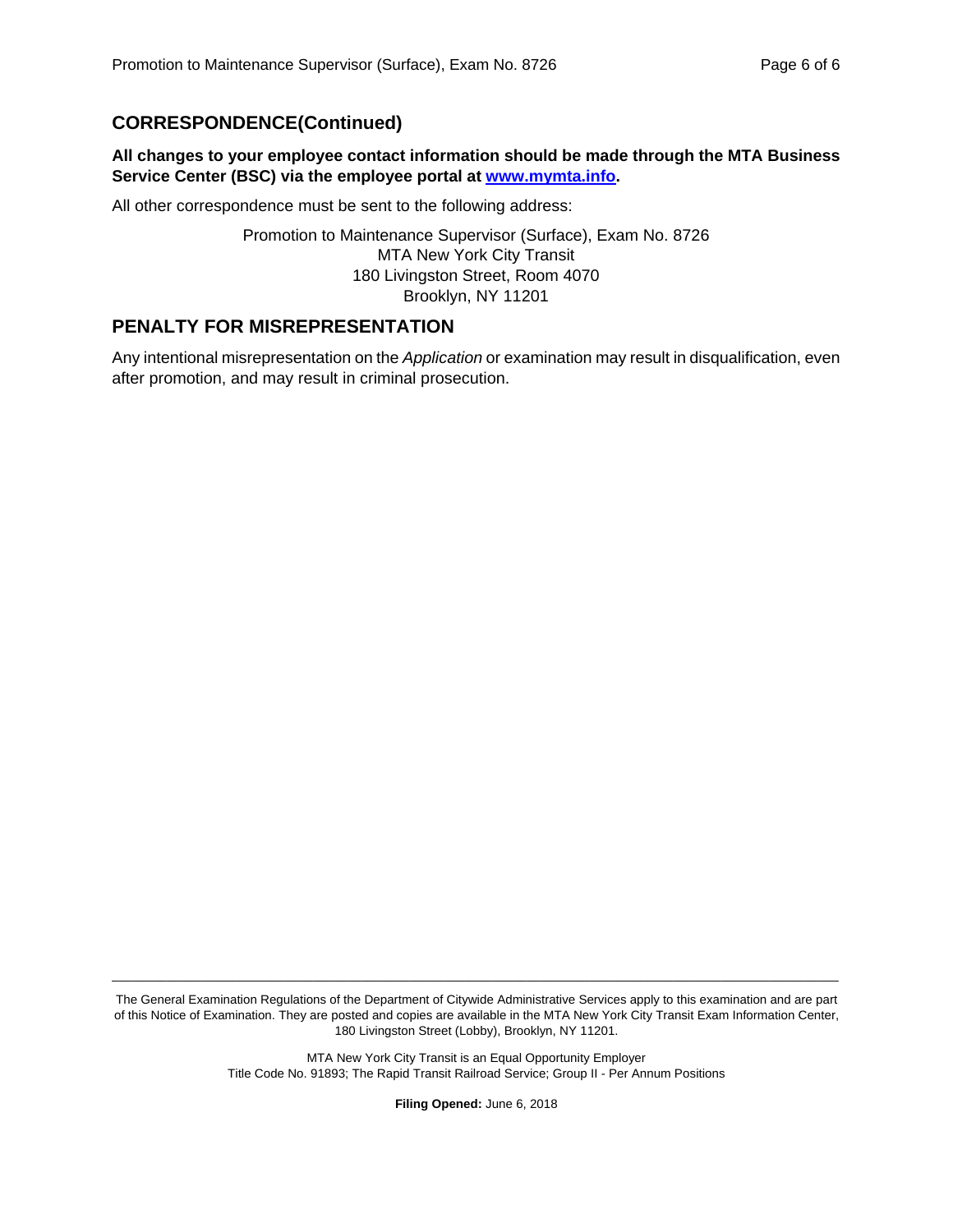## CORRESPONDENCE(Continued)

**All changes to your employee contact information should be made through the MTA Business Service Center (BSC) via the employee portal at [www.mymta.info](http://www.mymta.info).**

All other correspondence must be sent to the following address:

Promotion to Maintenance Supervisor (Surface), Exam No. 8726
MTA New York City Transit
180 Livingston Street, Room 4070
Brooklyn, NY 11201

## PENALTY FOR MISREPRESENTATION

Any intentional misrepresentation on the *Application* or examination may result in disqualification, even after promotion, and may result in criminal prosecution.

---

The General Examination Regulations of the Department of Citywide Administrative Services apply to this examination and are part of this Notice of Examination. They are posted and copies are available in the MTA New York City Transit Exam Information Center, 180 Livingston Street (Lobby), Brooklyn, NY 11201.

MTA New York City Transit is an Equal Opportunity Employer
Title Code No. 91893; The Rapid Transit Railroad Service; Group II - Per Annum Positions

**Filing Opened:** June 6, 2018